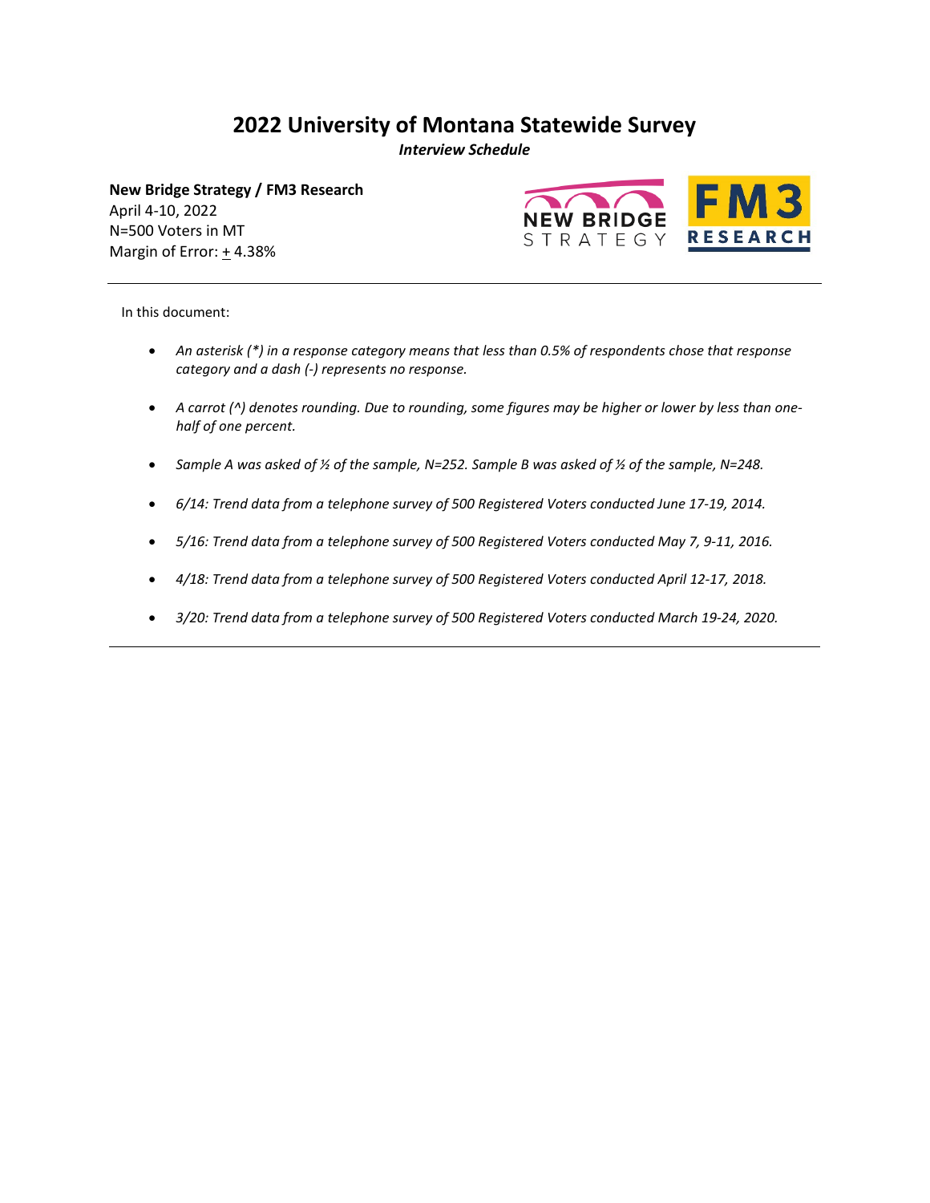# 2022 University of Montana Statewide Survey

***Interview Schedule***

**New Bridge Strategy / FM3 Research**
April 4-10, 2022
N=500 Voters in MT
Margin of Error: ± 4.38%

---

In this document:

- *An asterisk (*) in a response category means that less than 0.5% of respondents chose that response category and a dash (-) represents no response.*
- *A carrot (^) denotes rounding. Due to rounding, some figures may be higher or lower by less than one-half of one percent.*
- *Sample A was asked of ½ of the sample, N=252. Sample B was asked of ½ of the sample, N=248.*
- *6/14: Trend data from a telephone survey of 500 Registered Voters conducted June 17-19, 2014.*
- *5/16: Trend data from a telephone survey of 500 Registered Voters conducted May 7, 9-11, 2016.*
- *4/18: Trend data from a telephone survey of 500 Registered Voters conducted April 12-17, 2018.*
- *3/20: Trend data from a telephone survey of 500 Registered Voters conducted March 19-24, 2020.*

---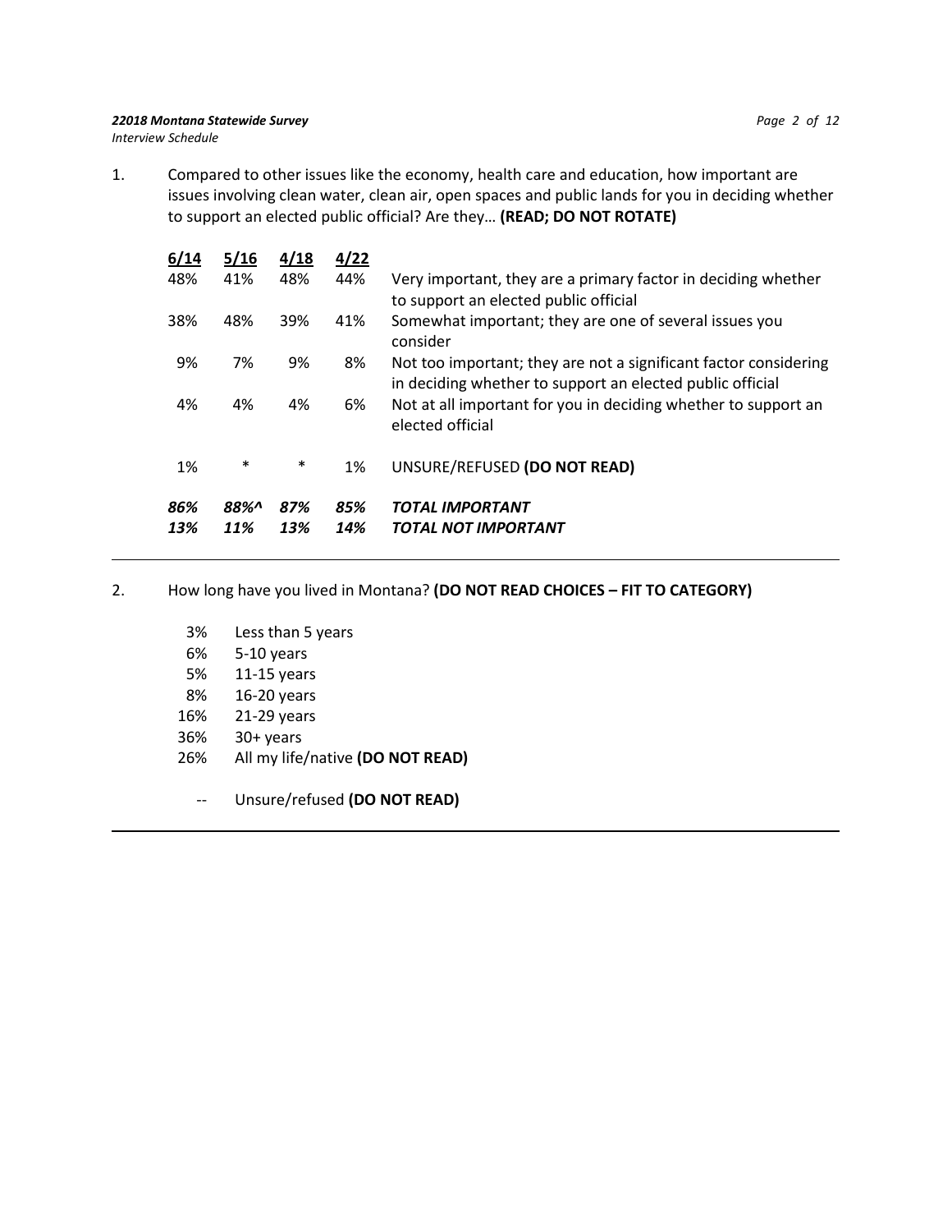1. Compared to other issues like the economy, health care and education, how important are issues involving clean water, clean air, open spaces and public lands for you in deciding whether to support an elected public official? Are they… **(READ; DO NOT ROTATE)**

| 6/14 | 5/16 | 4/18 | 4/22 | |
|---|---|---|---|---|
| 48% | 41% | 48% | 44% | Very important, they are a primary factor in deciding whether to support an elected public official |
| 38% | 48% | 39% | 41% | Somewhat important; they are one of several issues you consider |
| 9% | 7% | 9% | 8% | Not too important; they are not a significant factor considering in deciding whether to support an elected public official |
| 4% | 4% | 4% | 6% | Not at all important for you in deciding whether to support an elected official |
| 1% | * | * | 1% | UNSURE/REFUSED **(DO NOT READ)** |
| ***86%*** | ***88%^*** | ***87%*** | ***85%*** | ***TOTAL IMPORTANT*** |
| ***13%*** | ***11%*** | ***13%*** | ***14%*** | ***TOTAL NOT IMPORTANT*** |

---

2. How long have you lived in Montana? **(DO NOT READ CHOICES – FIT TO CATEGORY)**

| | |
|---|---|
| 3% | Less than 5 years |
| 6% | 5-10 years |
| 5% | 11-15 years |
| 8% | 16-20 years |
| 16% | 21-29 years |
| 36% | 30+ years |
| 26% | All my life/native **(DO NOT READ)** |
| -- | Unsure/refused **(DO NOT READ)** |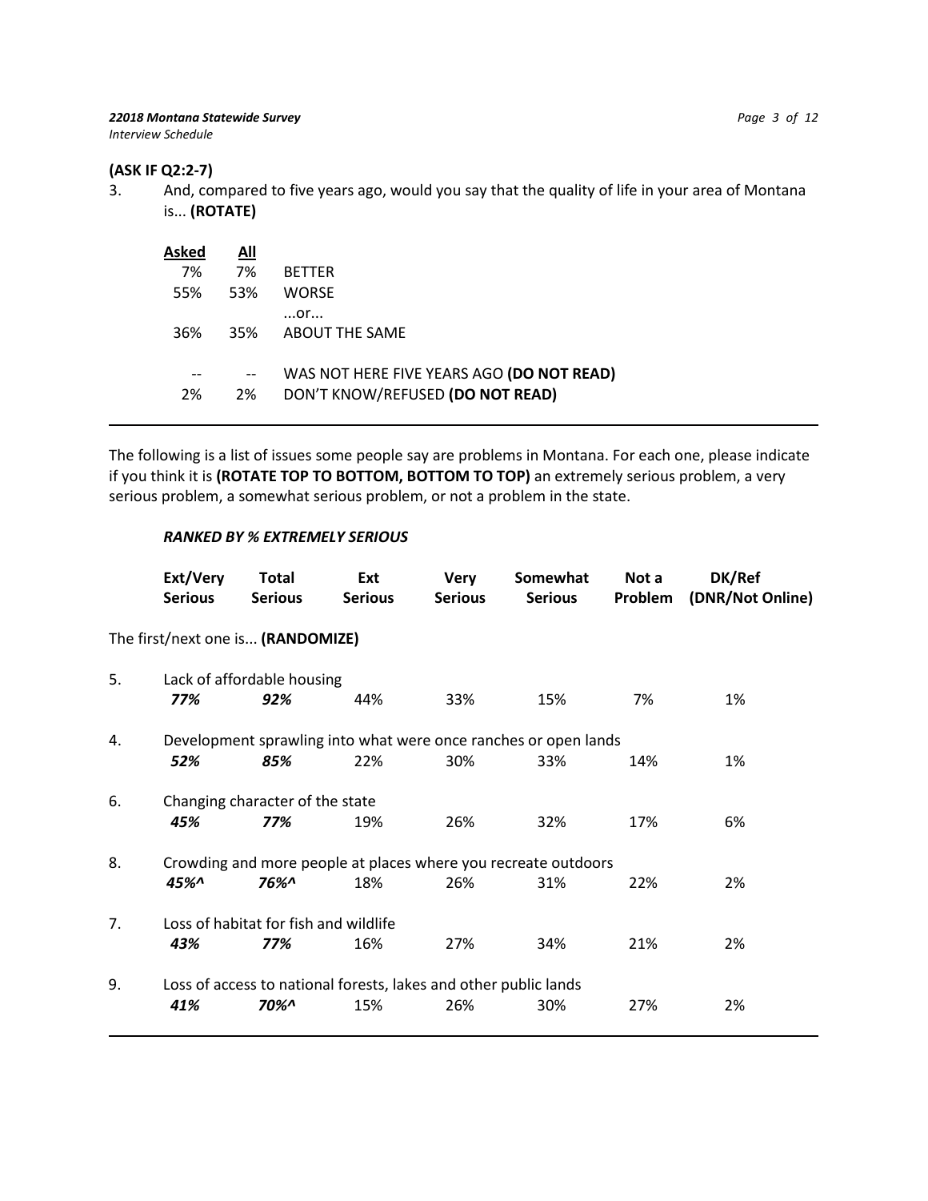**(ASK IF Q2:2-7)**

3. And, compared to five years ago, would you say that the quality of life in your area of Montana is... **(ROTATE)**

| Asked | All | |
|---|---|---|
| 7% | 7% | BETTER |
| 55% | 53% | WORSE |
| | | ...or... |
| 36% | 35% | ABOUT THE SAME |
| -- | -- | WAS NOT HERE FIVE YEARS AGO **(DO NOT READ)** |
| 2% | 2% | DON'T KNOW/REFUSED **(DO NOT READ)** |

---

The following is a list of issues some people say are problems in Montana. For each one, please indicate if you think it is **(ROTATE TOP TO BOTTOM, BOTTOM TO TOP)** an extremely serious problem, a very serious problem, a somewhat serious problem, or not a problem in the state.

***RANKED BY % EXTREMELY SERIOUS***

The first/next one is... **(RANDOMIZE)**

| | Ext/Very Serious | Total Serious | Ext Serious | Very Serious | Somewhat Serious | Not a Problem | DK/Ref (DNR/Not Online) |
|---|---|---|---|---|---|---|---|
| 5. Lack of affordable housing | ***77%*** | ***92%*** | 44% | 33% | 15% | 7% | 1% |
| 4. Development sprawling into what were once ranches or open lands | ***52%*** | ***85%*** | 22% | 30% | 33% | 14% | 1% |
| 6. Changing character of the state | ***45%*** | ***77%*** | 19% | 26% | 32% | 17% | 6% |
| 8. Crowding and more people at places where you recreate outdoors | ***45%^*** | ***76%^*** | 18% | 26% | 31% | 22% | 2% |
| 7. Loss of habitat for fish and wildlife | ***43%*** | ***77%*** | 16% | 27% | 34% | 21% | 2% |
| 9. Loss of access to national forests, lakes and other public lands | ***41%*** | ***70%^*** | 15% | 26% | 30% | 27% | 2% |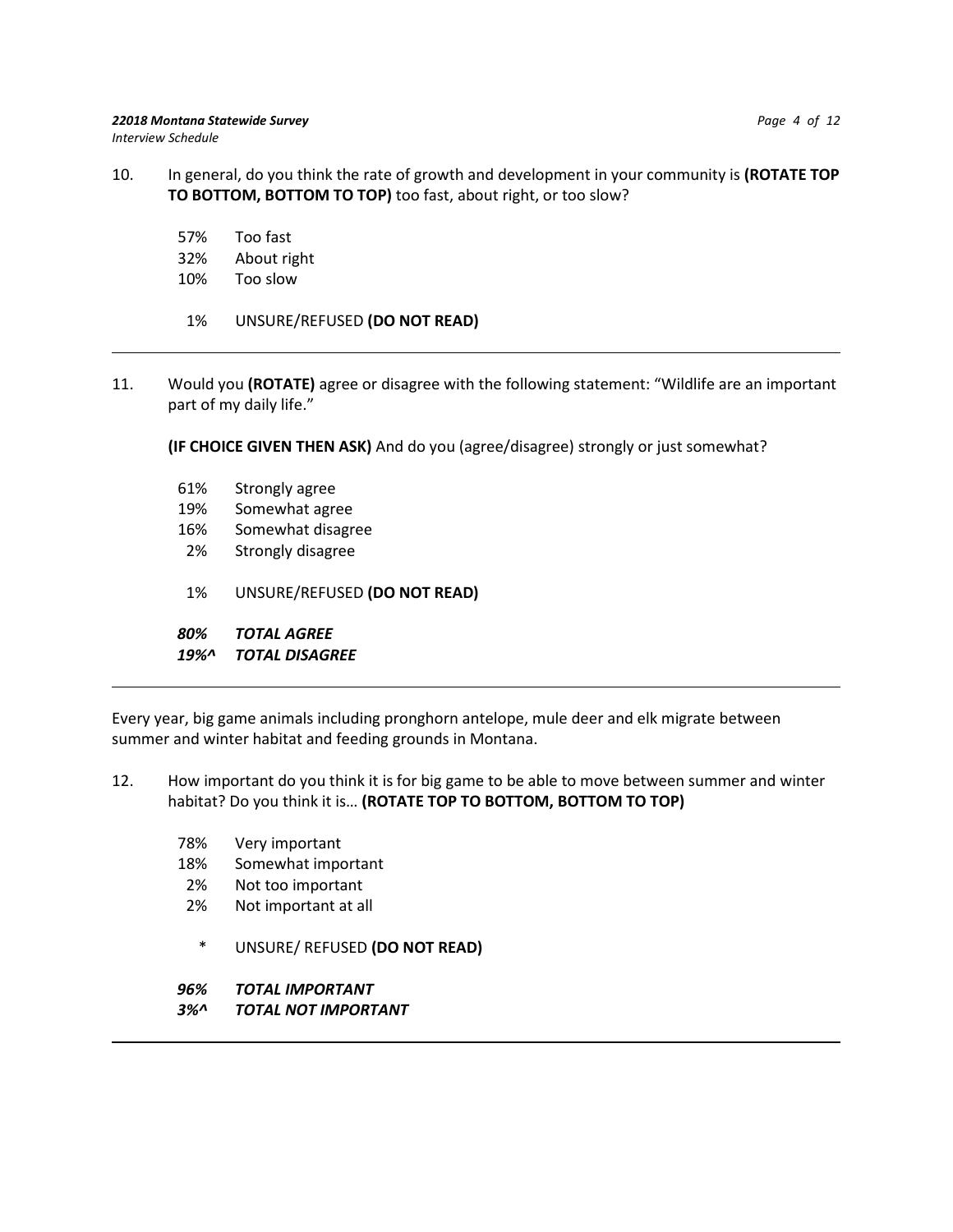10. In general, do you think the rate of growth and development in your community is **(ROTATE TOP TO BOTTOM, BOTTOM TO TOP)** too fast, about right, or too slow?

| | |
|---|---|
| 57% | Too fast |
| 32% | About right |
| 10% | Too slow |
| 1% | UNSURE/REFUSED **(DO NOT READ)** |

---

11. Would you **(ROTATE)** agree or disagree with the following statement: "Wildlife are an important part of my daily life."

**(IF CHOICE GIVEN THEN ASK)** And do you (agree/disagree) strongly or just somewhat?

| | |
|---|---|
| 61% | Strongly agree |
| 19% | Somewhat agree |
| 16% | Somewhat disagree |
| 2% | Strongly disagree |
| 1% | UNSURE/REFUSED **(DO NOT READ)** |
| ***80%*** | ***TOTAL AGREE*** |
| ***19%^*** | ***TOTAL DISAGREE*** |

---

Every year, big game animals including pronghorn antelope, mule deer and elk migrate between summer and winter habitat and feeding grounds in Montana.

12. How important do you think it is for big game to be able to move between summer and winter habitat? Do you think it is… **(ROTATE TOP TO BOTTOM, BOTTOM TO TOP)**

| | |
|---|---|
| 78% | Very important |
| 18% | Somewhat important |
| 2% | Not too important |
| 2% | Not important at all |
| * | UNSURE/ REFUSED **(DO NOT READ)** |
| ***96%*** | ***TOTAL IMPORTANT*** |
| ***3%^*** | ***TOTAL NOT IMPORTANT*** |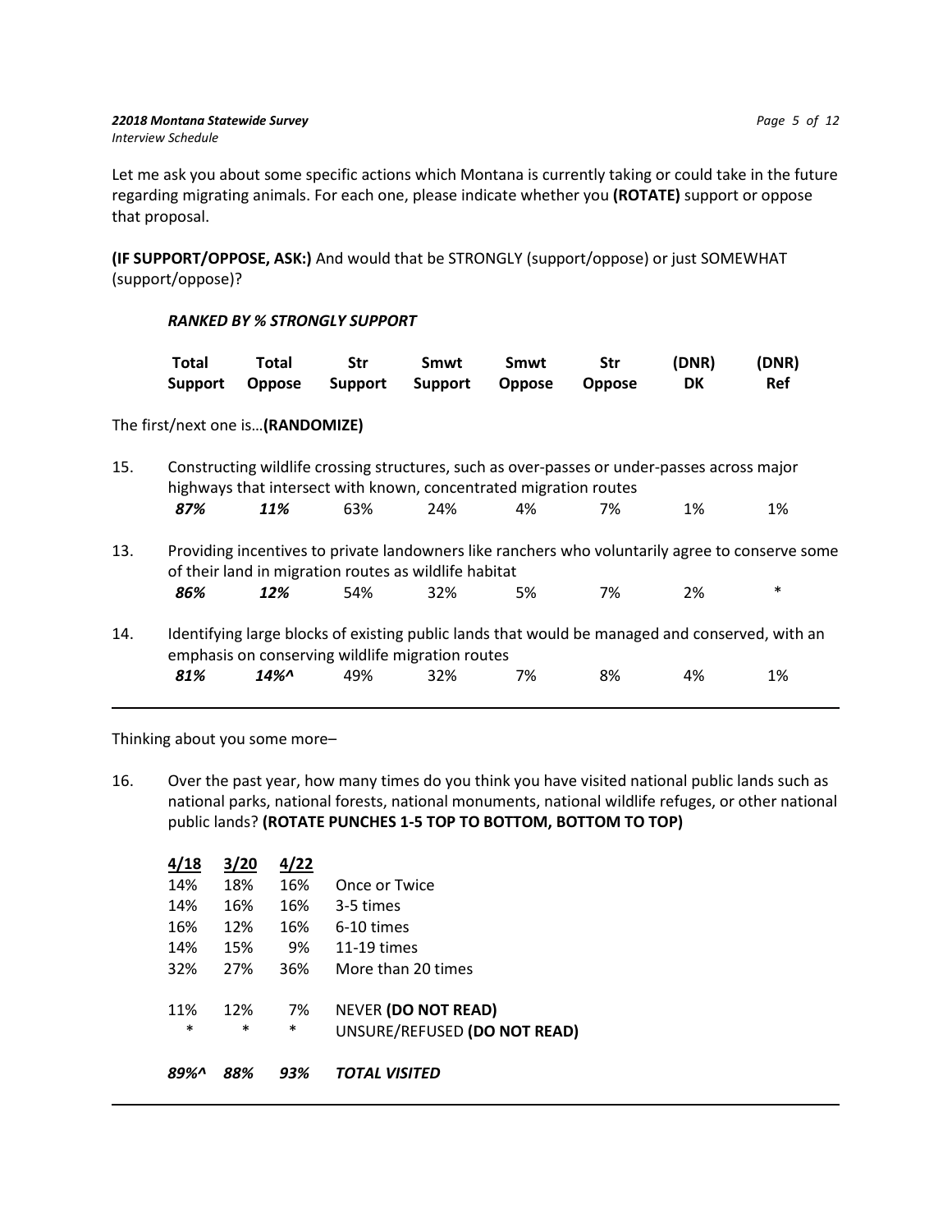Let me ask you about some specific actions which Montana is currently taking or could take in the future regarding migrating animals. For each one, please indicate whether you **(ROTATE)** support or oppose that proposal.

**(IF SUPPORT/OPPOSE, ASK:)** And would that be STRONGLY (support/oppose) or just SOMEWHAT (support/oppose)?

***RANKED BY % STRONGLY SUPPORT***

The first/next one is…**(RANDOMIZE)**

| | Total Support | Total Oppose | Str Support | Smwt Support | Smwt Oppose | Str Oppose | (DNR) DK | (DNR) Ref |
|---|---|---|---|---|---|---|---|---|
| 15. Constructing wildlife crossing structures, such as over-passes or under-passes across major highways that intersect with known, concentrated migration routes | ***87%*** | ***11%*** | 63% | 24% | 4% | 7% | 1% | 1% |
| 13. Providing incentives to private landowners like ranchers who voluntarily agree to conserve some of their land in migration routes as wildlife habitat | ***86%*** | ***12%*** | 54% | 32% | 5% | 7% | 2% | * |
| 14. Identifying large blocks of existing public lands that would be managed and conserved, with an emphasis on conserving wildlife migration routes | ***81%*** | ***14%^*** | 49% | 32% | 7% | 8% | 4% | 1% |

Thinking about you some more–

16. Over the past year, how many times do you think you have visited national public lands such as national parks, national forests, national monuments, national wildlife refuges, or other national public lands? **(ROTATE PUNCHES 1-5 TOP TO BOTTOM, BOTTOM TO TOP)**

| 4/18 | 3/20 | 4/22 | |
|---|---|---|---|
| 14% | 18% | 16% | Once or Twice |
| 14% | 16% | 16% | 3-5 times |
| 16% | 12% | 16% | 6-10 times |
| 14% | 15% | 9% | 11-19 times |
| 32% | 27% | 36% | More than 20 times |
| 11% | 12% | 7% | NEVER **(DO NOT READ)** |
| * | * | * | UNSURE/REFUSED **(DO NOT READ)** |
| ***89%^*** | ***88%*** | ***93%*** | ***TOTAL VISITED*** |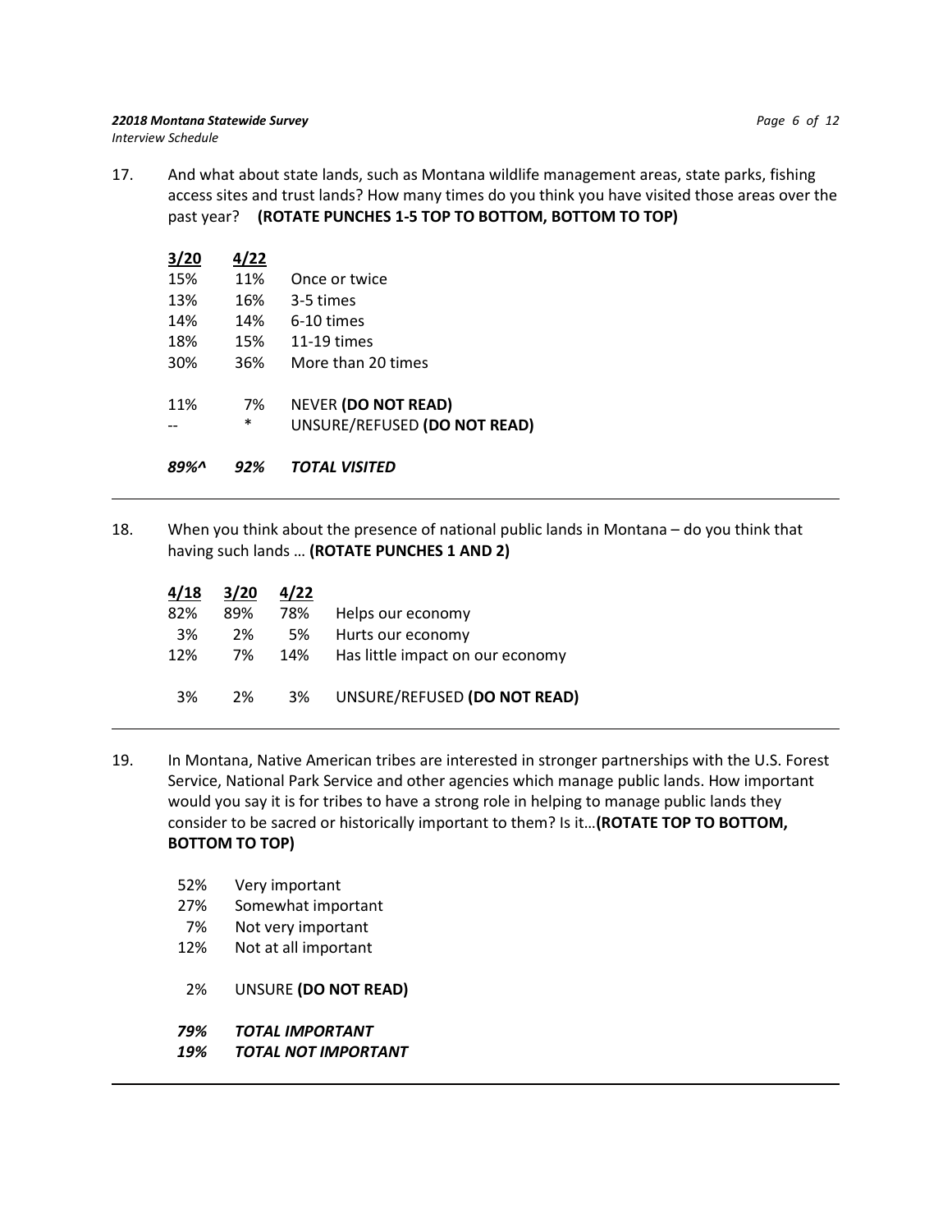17. And what about state lands, such as Montana wildlife management areas, state parks, fishing access sites and trust lands? How many times do you think you have visited those areas over the past year? **(ROTATE PUNCHES 1-5 TOP TO BOTTOM, BOTTOM TO TOP)**

| 3/20 | 4/22 | |
|---|---|---|
| 15% | 11% | Once or twice |
| 13% | 16% | 3-5 times |
| 14% | 14% | 6-10 times |
| 18% | 15% | 11-19 times |
| 30% | 36% | More than 20 times |
| | | |
| 11% | 7% | NEVER **(DO NOT READ)** |
| -- | * | UNSURE/REFUSED **(DO NOT READ)** |
| | | |
| *89%^* | *92%* | ***TOTAL VISITED*** |

---

18. When you think about the presence of national public lands in Montana – do you think that having such lands … **(ROTATE PUNCHES 1 AND 2)**

| 4/18 | 3/20 | 4/22 | |
|---|---|---|---|
| 82% | 89% | 78% | Helps our economy |
| 3% | 2% | 5% | Hurts our economy |
| 12% | 7% | 14% | Has little impact on our economy |
| | | | |
| 3% | 2% | 3% | UNSURE/REFUSED **(DO NOT READ)** |

---

19. In Montana, Native American tribes are interested in stronger partnerships with the U.S. Forest Service, National Park Service and other agencies which manage public lands. How important would you say it is for tribes to have a strong role in helping to manage public lands they consider to be sacred or historically important to them? Is it…**(ROTATE TOP TO BOTTOM, BOTTOM TO TOP)**

| | |
|---|---|
| 52% | Very important |
| 27% | Somewhat important |
| 7% | Not very important |
| 12% | Not at all important |
| | |
| 2% | UNSURE **(DO NOT READ)** |
| | |
| *79%* | ***TOTAL IMPORTANT*** |
| *19%* | ***TOTAL NOT IMPORTANT*** |

---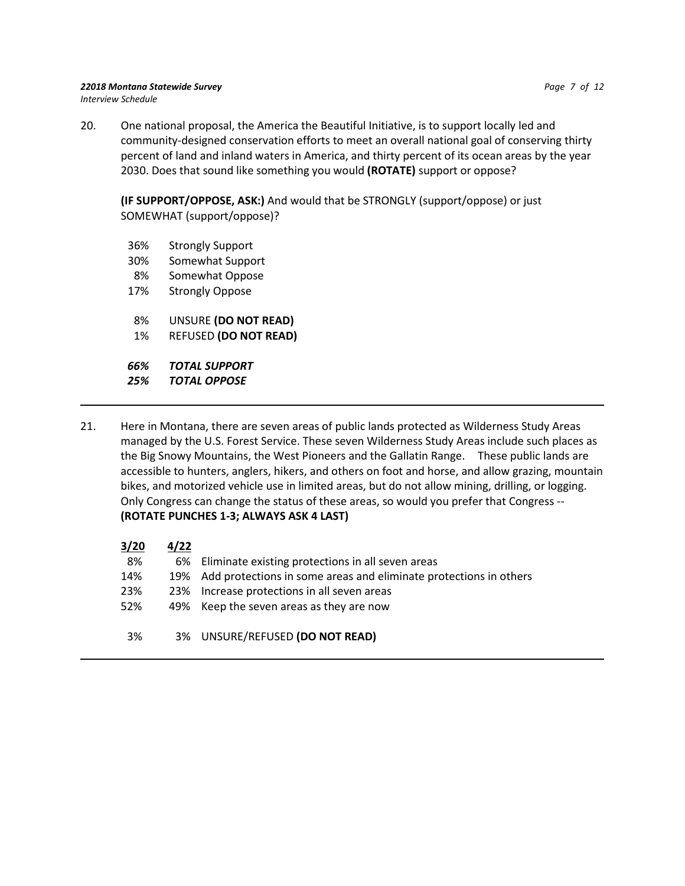20. One national proposal, the America the Beautiful Initiative, is to support locally led and community-designed conservation efforts to meet an overall national goal of conserving thirty percent of land and inland waters in America, and thirty percent of its ocean areas by the year 2030. Does that sound like something you would **(ROTATE)** support or oppose?

    **(IF SUPPORT/OPPOSE, ASK:)** And would that be STRONGLY (support/oppose) or just SOMEWHAT (support/oppose)?

    | | |
    |---|---|
    | 36% | Strongly Support |
    | 30% | Somewhat Support |
    | 8% | Somewhat Oppose |
    | 17% | Strongly Oppose |
    | 8% | UNSURE **(DO NOT READ)** |
    | 1% | REFUSED **(DO NOT READ)** |
    | ***66%*** | ***TOTAL SUPPORT*** |
    | ***25%*** | ***TOTAL OPPOSE*** |

---

21. Here in Montana, there are seven areas of public lands protected as Wilderness Study Areas managed by the U.S. Forest Service. These seven Wilderness Study Areas include such places as the Big Snowy Mountains, the West Pioneers and the Gallatin Range. These public lands are accessible to hunters, anglers, hikers, and others on foot and horse, and allow grazing, mountain bikes, and motorized vehicle use in limited areas, but do not allow mining, drilling, or logging. Only Congress can change the status of these areas, so would you prefer that Congress -- **(ROTATE PUNCHES 1-3; ALWAYS ASK 4 LAST)**

    | 3/20 | 4/22 | |
    |---|---|---|
    | 8% | 6% | Eliminate existing protections in all seven areas |
    | 14% | 19% | Add protections in some areas and eliminate protections in others |
    | 23% | 23% | Increase protections in all seven areas |
    | 52% | 49% | Keep the seven areas as they are now |
    | 3% | 3% | UNSURE/REFUSED **(DO NOT READ)** |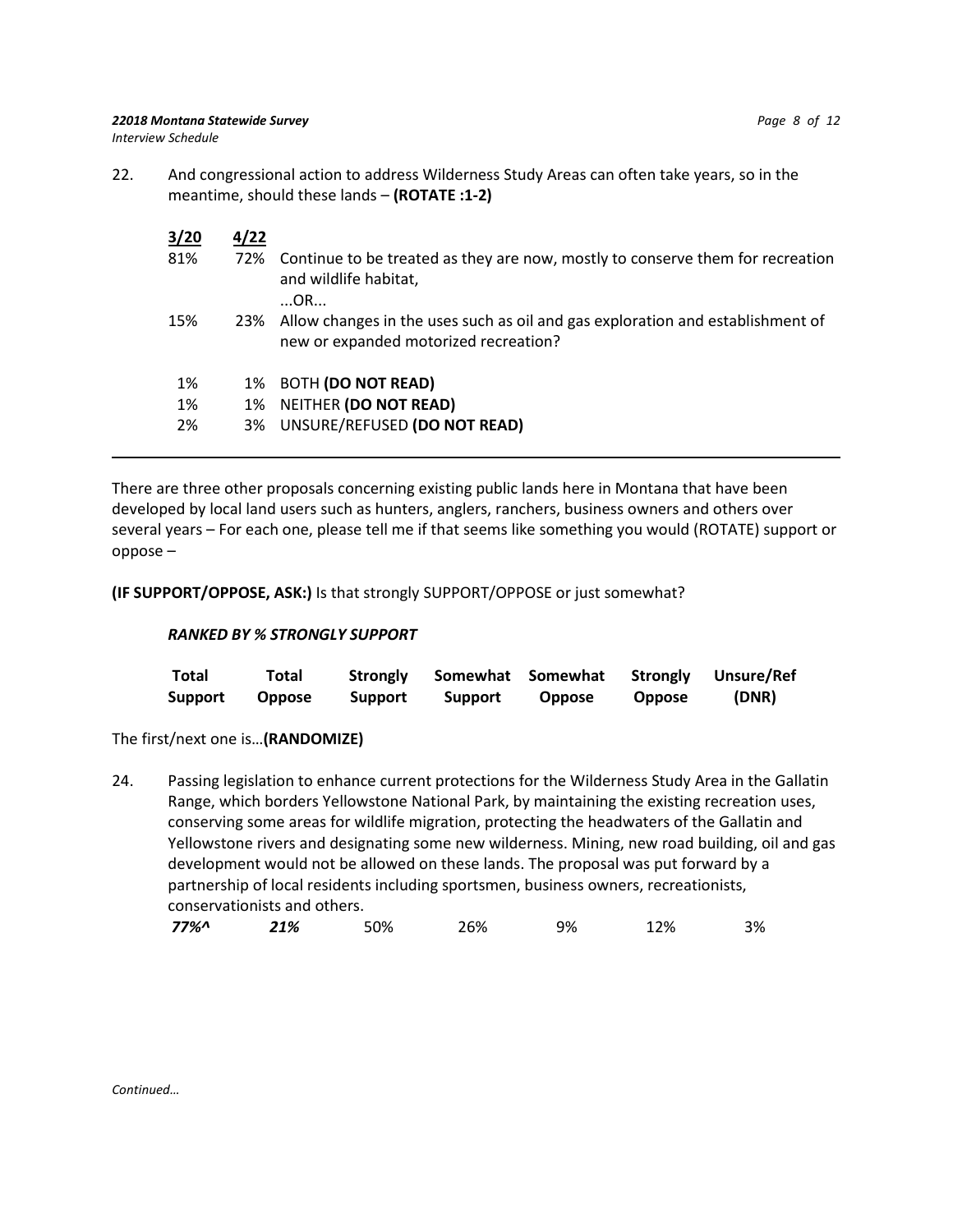22. And congressional action to address Wilderness Study Areas can often take years, so in the meantime, should these lands – **(ROTATE :1-2)**

| 3/20 | 4/22 | |
|---|---|---|
| 81% | 72% | Continue to be treated as they are now, mostly to conserve them for recreation and wildlife habitat, ...OR... |
| 15% | 23% | Allow changes in the uses such as oil and gas exploration and establishment of new or expanded motorized recreation? |
| 1% | 1% | BOTH **(DO NOT READ)** |
| 1% | 1% | NEITHER **(DO NOT READ)** |
| 2% | 3% | UNSURE/REFUSED **(DO NOT READ)** |

---

There are three other proposals concerning existing public lands here in Montana that have been developed by local land users such as hunters, anglers, ranchers, business owners and others over several years – For each one, please tell me if that seems like something you would (ROTATE) support or oppose –

**(IF SUPPORT/OPPOSE, ASK:)** Is that strongly SUPPORT/OPPOSE or just somewhat?

***RANKED BY % STRONGLY SUPPORT***

The first/next one is…**(RANDOMIZE)**

24. Passing legislation to enhance current protections for the Wilderness Study Area in the Gallatin Range, which borders Yellowstone National Park, by maintaining the existing recreation uses, conserving some areas for wildlife migration, protecting the headwaters of the Gallatin and Yellowstone rivers and designating some new wilderness. Mining, new road building, oil and gas development would not be allowed on these lands. The proposal was put forward by a partnership of local residents including sportsmen, business owners, recreationists, conservationists and others.

| Total Support | Total Oppose | Strongly Support | Somewhat Support | Somewhat Oppose | Strongly Oppose | Unsure/Ref (DNR) |
|---|---|---|---|---|---|---|
| *77%^* | *21%* | 50% | 26% | 9% | 12% | 3% |

*Continued…*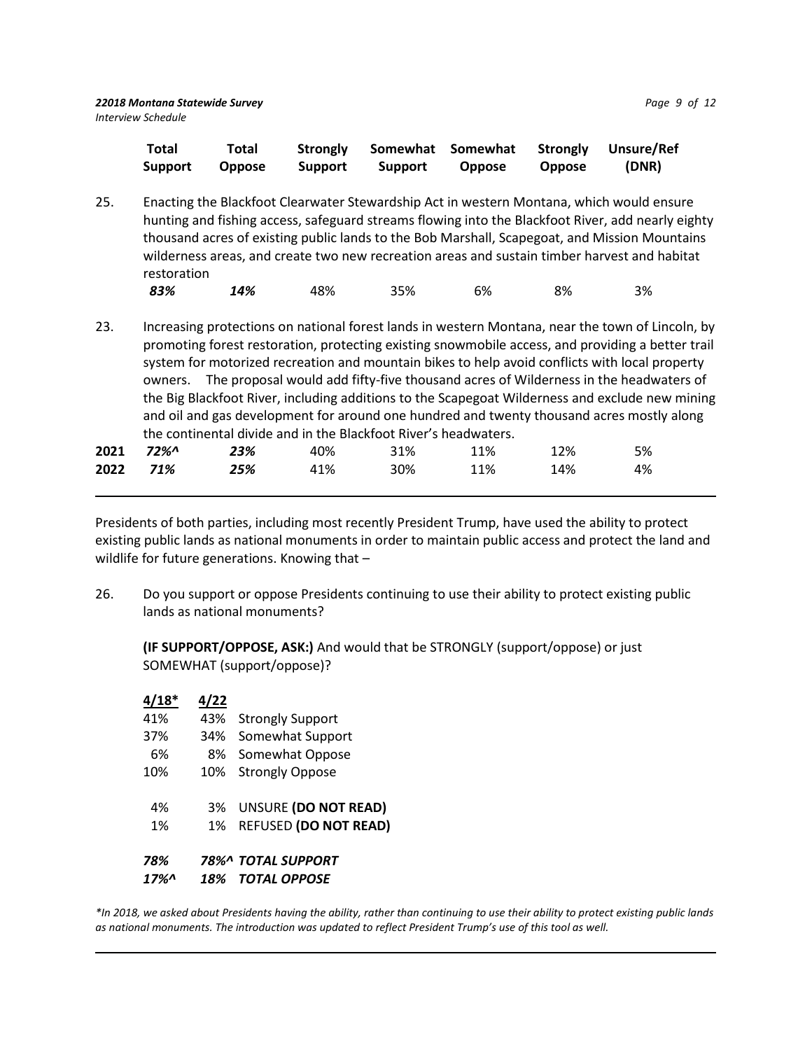| | Total Support | Total Oppose | Strongly Support | Somewhat Support | Somewhat Oppose | Strongly Oppose | Unsure/Ref (DNR) |
|---|---|---|---|---|---|---|---|
| 25. Enacting the Blackfoot Clearwater Stewardship Act in western Montana, which would ensure hunting and fishing access, safeguard streams flowing into the Blackfoot River, add nearly eighty thousand acres of existing public lands to the Bob Marshall, Scapegoat, and Mission Mountains wilderness areas, and create two new recreation areas and sustain timber harvest and habitat restoration | | | | | | | |
| | ***83%*** | ***14%*** | 48% | 35% | 6% | 8% | 3% |
| 23. Increasing protections on national forest lands in western Montana, near the town of Lincoln, by promoting forest restoration, protecting existing snowmobile access, and providing a better trail system for motorized recreation and mountain bikes to help avoid conflicts with local property owners. The proposal would add fifty-five thousand acres of Wilderness in the headwaters of the Big Blackfoot River, including additions to the Scapegoat Wilderness and exclude new mining and oil and gas development for around one hundred and twenty thousand acres mostly along the continental divide and in the Blackfoot River's headwaters. | | | | | | | |
| **2021** | ***72%^*** | ***23%*** | 40% | 31% | 11% | 12% | 5% |
| **2022** | ***71%*** | ***25%*** | 41% | 30% | 11% | 14% | 4% |

Presidents of both parties, including most recently President Trump, have used the ability to protect existing public lands as national monuments in order to maintain public access and protect the land and wildlife for future generations. Knowing that –

26. Do you support or oppose Presidents continuing to use their ability to protect existing public lands as national monuments?

    **(IF SUPPORT/OPPOSE, ASK:)** And would that be STRONGLY (support/oppose) or just SOMEWHAT (support/oppose)?

| 4/18* | 4/22 | |
|---|---|---|
| 41% | 43% | Strongly Support |
| 37% | 34% | Somewhat Support |
| 6% | 8% | Somewhat Oppose |
| 10% | 10% | Strongly Oppose |
| 4% | 3% | UNSURE **(DO NOT READ)** |
| 1% | 1% | REFUSED **(DO NOT READ)** |
| ***78%*** | ***78%^*** | ***TOTAL SUPPORT*** |
| ***17%^*** | ***18%*** | ***TOTAL OPPOSE*** |

*\*In 2018, we asked about Presidents having the ability, rather than continuing to use their ability to protect existing public lands as national monuments. The introduction was updated to reflect President Trump's use of this tool as well.*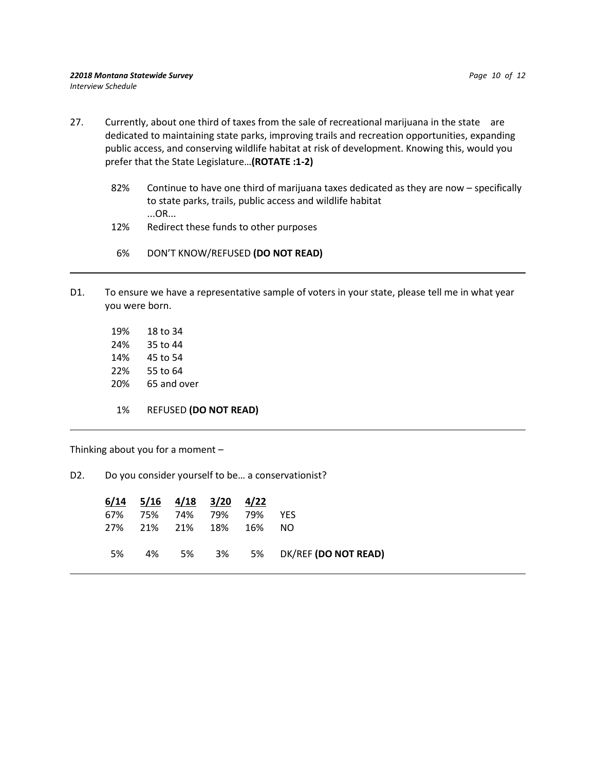27. Currently, about one third of taxes from the sale of recreational marijuana in the state are dedicated to maintaining state parks, improving trails and recreation opportunities, expanding public access, and conserving wildlife habitat at risk of development. Knowing this, would you prefer that the State Legislature…**(ROTATE :1-2)**

| | |
|---|---|
| 82% | Continue to have one third of marijuana taxes dedicated as they are now – specifically to state parks, trails, public access and wildlife habitat ...OR... |
| 12% | Redirect these funds to other purposes |
| 6% | DON'T KNOW/REFUSED **(DO NOT READ)** |

---

D1. To ensure we have a representative sample of voters in your state, please tell me in what year you were born.

| | |
|---|---|
| 19% | 18 to 34 |
| 24% | 35 to 44 |
| 14% | 45 to 54 |
| 22% | 55 to 64 |
| 20% | 65 and over |
| 1% | REFUSED **(DO NOT READ)** |

---

Thinking about you for a moment –

D2. Do you consider yourself to be… a conservationist?

| 6/14 | 5/16 | 4/18 | 3/20 | 4/22 | |
|---|---|---|---|---|---|
| 67% | 75% | 74% | 79% | 79% | YES |
| 27% | 21% | 21% | 18% | 16% | NO |
| 5% | 4% | 5% | 3% | 5% | DK/REF **(DO NOT READ)** |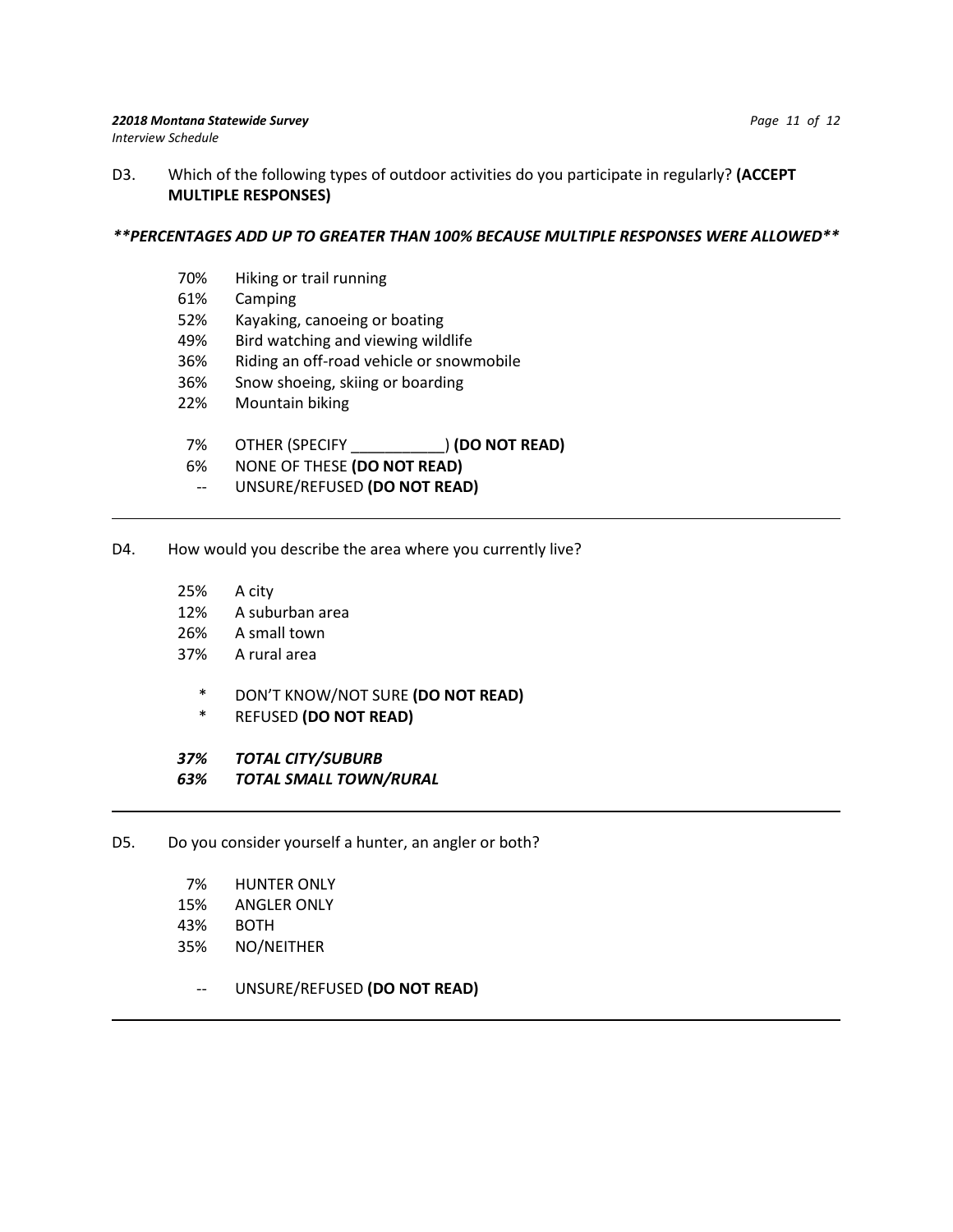D3. Which of the following types of outdoor activities do you participate in regularly? **(ACCEPT MULTIPLE RESPONSES)**

***\*\*PERCENTAGES ADD UP TO GREATER THAN 100% BECAUSE MULTIPLE RESPONSES WERE ALLOWED\*\****

| | |
|---|---|
| 70% | Hiking or trail running |
| 61% | Camping |
| 52% | Kayaking, canoeing or boating |
| 49% | Bird watching and viewing wildlife |
| 36% | Riding an off-road vehicle or snowmobile |
| 36% | Snow shoeing, skiing or boarding |
| 22% | Mountain biking |
| | |
| 7% | OTHER (SPECIFY ___________) **(DO NOT READ)** |
| 6% | NONE OF THESE **(DO NOT READ)** |
| -- | UNSURE/REFUSED **(DO NOT READ)** |

---

D4. How would you describe the area where you currently live?

| | |
|---|---|
| 25% | A city |
| 12% | A suburban area |
| 26% | A small town |
| 37% | A rural area |
| | |
| * | DON'T KNOW/NOT SURE **(DO NOT READ)** |
| * | REFUSED **(DO NOT READ)** |
| | |
| ***37%*** | ***TOTAL CITY/SUBURB*** |
| ***63%*** | ***TOTAL SMALL TOWN/RURAL*** |

---

D5. Do you consider yourself a hunter, an angler or both?

| | |
|---|---|
| 7% | HUNTER ONLY |
| 15% | ANGLER ONLY |
| 43% | BOTH |
| 35% | NO/NEITHER |
| | |
| -- | UNSURE/REFUSED **(DO NOT READ)** |

---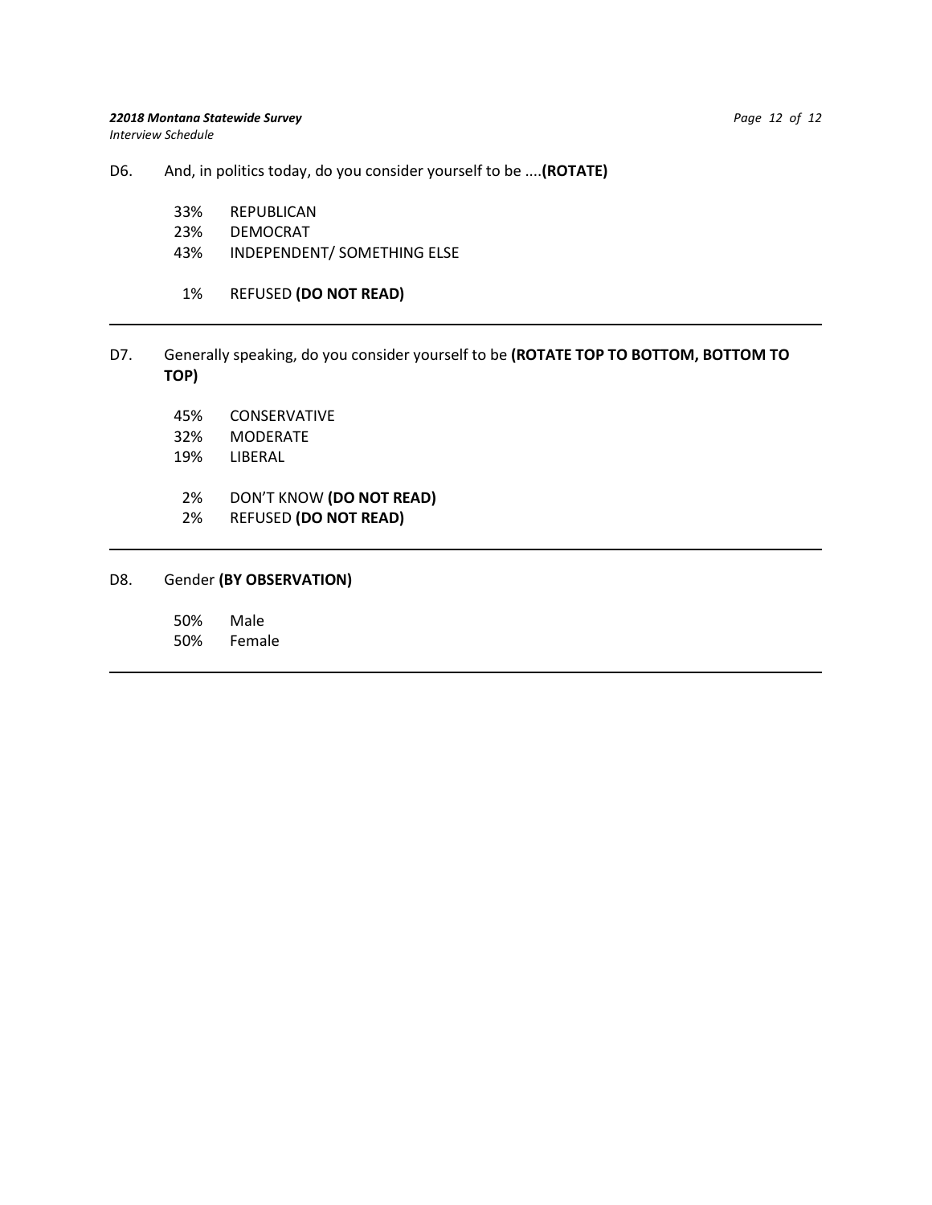D6. And, in politics today, do you consider yourself to be ....**(ROTATE)**

33% REPUBLICAN
23% DEMOCRAT
43% INDEPENDENT/ SOMETHING ELSE

1% REFUSED **(DO NOT READ)**

---

D7. Generally speaking, do you consider yourself to be **(ROTATE TOP TO BOTTOM, BOTTOM TO TOP)**

45% CONSERVATIVE
32% MODERATE
19% LIBERAL

2% DON'T KNOW **(DO NOT READ)**
2% REFUSED **(DO NOT READ)**

---

D8. Gender **(BY OBSERVATION)**

50% Male
50% Female

---